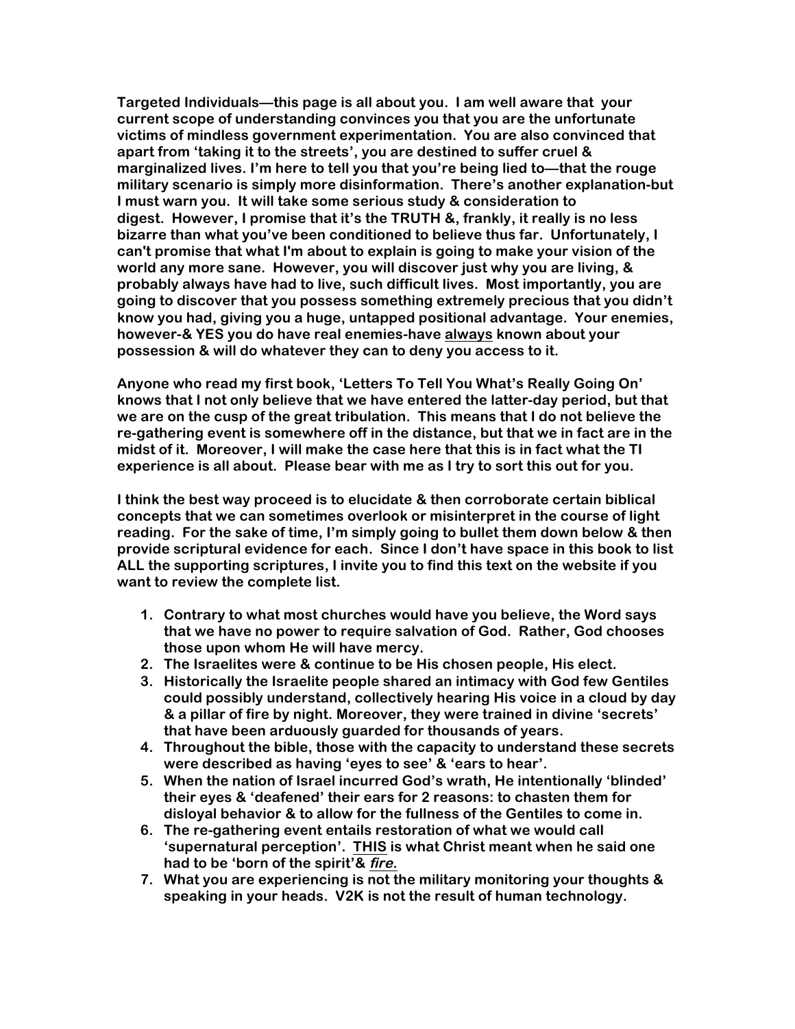**Targeted Individuals—this page is all about you. I am well aware that your current scope of understanding convinces you that you are the unfortunate victims of mindless government experimentation. You are also convinced that apart from 'taking it to the streets', you are destined to suffer cruel & marginalized lives. I'm here to tell you that you're being lied to—that the rouge military scenario is simply more disinformation. There's another explanation-but I must warn you. It will take some serious study & consideration to digest. However, I promise that it's the TRUTH &, frankly, it really is no less bizarre than what you've been conditioned to believe thus far. Unfortunately, I can't promise that what I'm about to explain is going to make your vision of the world any more sane. However, you will discover just why you are living, & probably always have had to live, such difficult lives. Most importantly, you are going to discover that you possess something extremely precious that you didn't know you had, giving you a huge, untapped positional advantage. Your enemies, however-& YES you do have real enemies-have <u>always</u> known about your possession & will do whatever they can to deny you access to it.**

**Anyone who read my first book, 'Letters To Tell You What's Really Going On' knows that I not only believe that we have entered the latter-day period, but that we are on the cusp of the great tribulation. This means that I do not believe the re-gathering event is somewhere off in the distance, but that we in fact are in the midst of it. Moreover, I will make the case here that this is in fact what the TI experience is all about. Please bear with me as I try to sort this out for you.**

**I think the best way proceed is to elucidate & then corroborate certain biblical concepts that we can sometimes overlook or misinterpret in the course of light reading. For the sake of time, I'm simply going to bullet them down below & then provide scriptural evidence for each. Since I don't have space in this book to list ALL the supporting scriptures, I invite you to find this text on the website if you want to review the complete list.**

1. **Contrary to what most churches would have you believe, the Word says that we have no power to require salvation of God. Rather, God chooses those upon whom He will have mercy.**
2. **The Israelites were & continue to be His chosen people, His elect.**
3. **Historically the Israelite people shared an intimacy with God few Gentiles could possibly understand, collectively hearing His voice in a cloud by day & a pillar of fire by night. Moreover, they were trained in divine 'secrets' that have been arduously guarded for thousands of years.**
4. **Throughout the bible, those with the capacity to understand these secrets were described as having 'eyes to see' & 'ears to hear'.**
5. **When the nation of Israel incurred God's wrath, He intentionally 'blinded' their eyes & 'deafened' their ears for 2 reasons: to chasten them for disloyal behavior & to allow for the fullness of the Gentiles to come in.**
6. **The re-gathering event entails restoration of what we would call 'supernatural perception'. <u>THIS</u> is what Christ meant when he said one had to be 'born of the spirit'& <u>*fire.*</u>**
7. **What you are experiencing is not the military monitoring your thoughts & speaking in your heads. V2K is not the result of human technology.**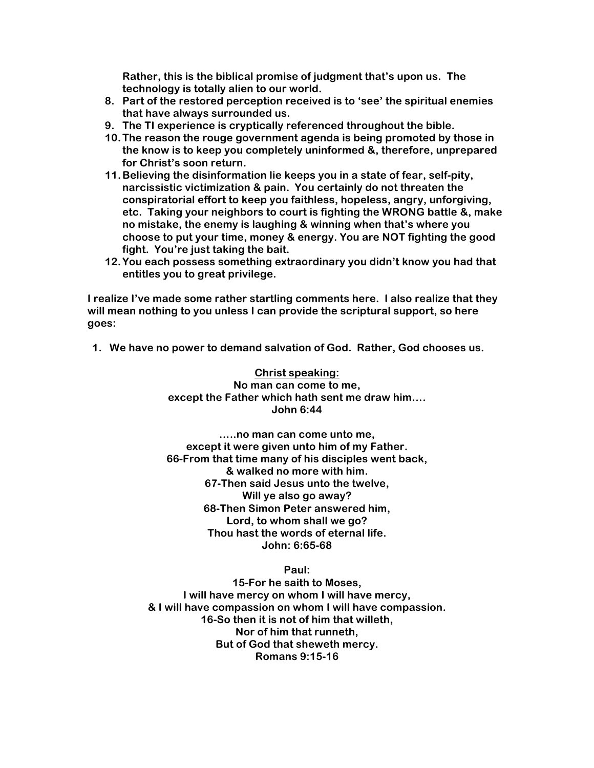Rather, this is the biblical promise of judgment that's upon us. The technology is totally alien to our world.

8. Part of the restored perception received is to 'see' the spiritual enemies that have always surrounded us.
9. The TI experience is cryptically referenced throughout the bible.
10. The reason the rouge government agenda is being promoted by those in the know is to keep you completely uninformed &, therefore, unprepared for Christ's soon return.
11. Believing the disinformation lie keeps you in a state of fear, self-pity, narcissistic victimization & pain. You certainly do not threaten the conspiratorial effort to keep you faithless, hopeless, angry, unforgiving, etc. Taking your neighbors to court is fighting the WRONG battle &, make no mistake, the enemy is laughing & winning when that's where you choose to put your time, money & energy. You are NOT fighting the good fight. You're just taking the bait.
12. You each possess something extraordinary you didn't know you had that entitles you to great privilege.

I realize I've made some rather startling comments here. I also realize that they will mean nothing to you unless I can provide the scriptural support, so here goes:

1. We have no power to demand salvation of God. Rather, God chooses us.

<u>Christ speaking:</u>
No man can come to me,
except the Father which hath sent me draw him….
John 6:44

…..no man can come unto me,
except it were given unto him of my Father.
66-From that time many of his disciples went back,
& walked no more with him.
67-Then said Jesus unto the twelve,
Will ye also go away?
68-Then Simon Peter answered him,
Lord, to whom shall we go?
Thou hast the words of eternal life.
John: 6:65-68

Paul:
15-For he saith to Moses,
I will have mercy on whom I will have mercy,
& I will have compassion on whom I will have compassion.
16-So then it is not of him that willeth,
Nor of him that runneth,
But of God that sheweth mercy.
Romans 9:15-16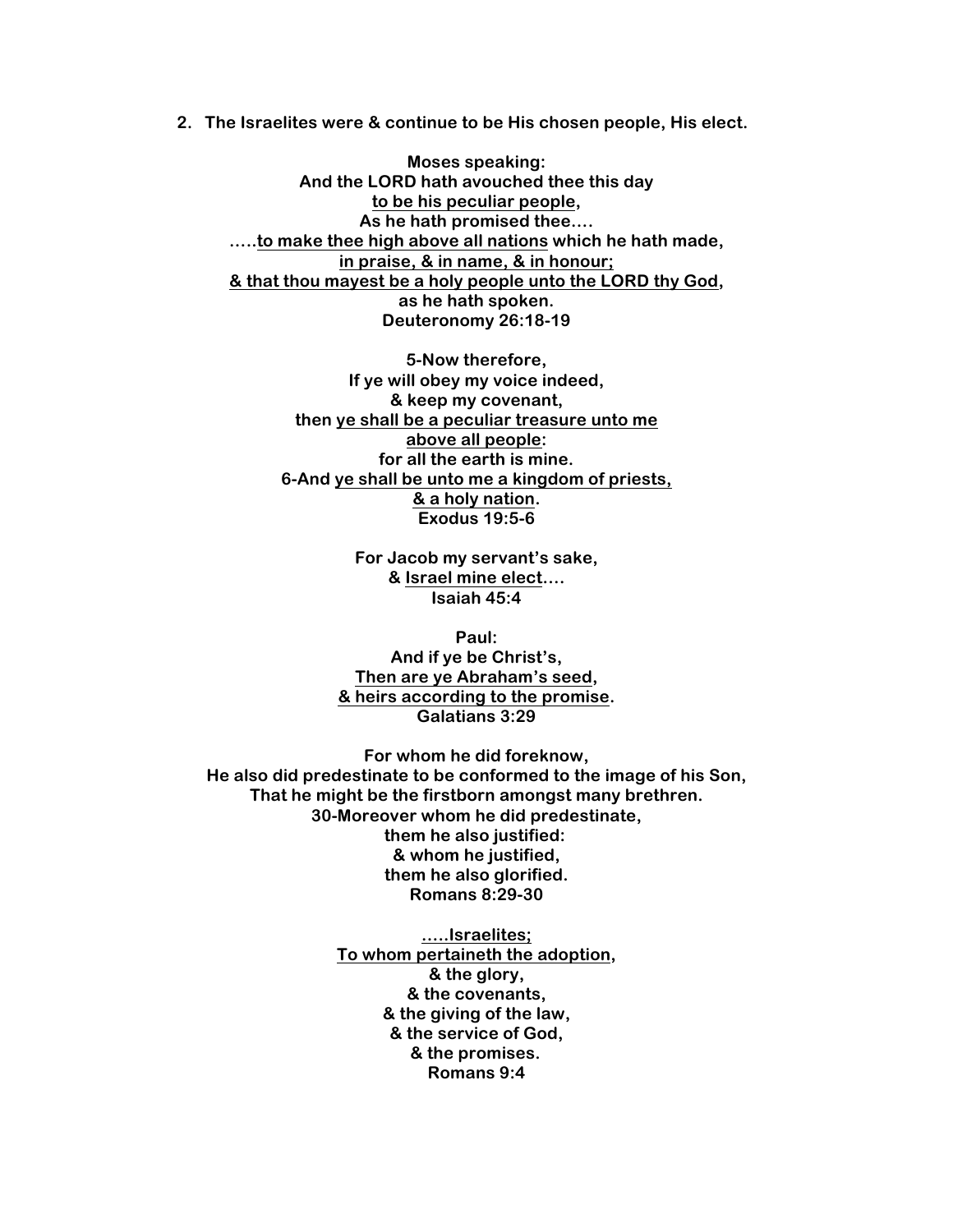2. **The Israelites were & continue to be His chosen people, His elect.**

**Moses speaking:**
**And the LORD hath avouched thee this day**
**<u>to be his peculiar people</u>,**
**As he hath promised thee….**
**…..<u>to make thee high above all nations</u> which he hath made,**
**<u>in praise, & in name, & in honour;</u>**
**<u>& that thou mayest be a holy people unto the LORD thy God</u>,**
**as he hath spoken.**
**Deuteronomy 26:18-19**

**5-Now therefore,**
**If ye will obey my voice indeed,**
**& keep my covenant,**
**then <u>ye shall be a peculiar treasure unto me</u>**
**<u>above all people</u>:**
**for all the earth is mine.**
**6-And <u>ye shall be unto me a kingdom of priests,</u>**
**<u>& a holy nation</u>.**
**Exodus 19:5-6**

**For Jacob my servant's sake,**
**& <u>Israel mine elect</u>….**
**Isaiah 45:4**

**Paul:**
**And if ye be Christ's,**
**<u>Then are ye Abraham's seed</u>,**
**<u>& heirs according to the promise</u>.**
**Galatians 3:29**

**For whom he did foreknow,**
**He also did predestinate to be conformed to the image of his Son,**
**That he might be the firstborn amongst many brethren.**
**30-Moreover whom he did predestinate,**
**them he also justified:**
**& whom he justified,**
**them he also glorified.**
**Romans 8:29-30**

**<u>…..Israelites;</u>**
**<u>To whom pertaineth the adoption</u>,**
**& the glory,**
**& the covenants,**
**& the giving of the law,**
**& the service of God,**
**& the promises.**
**Romans 9:4**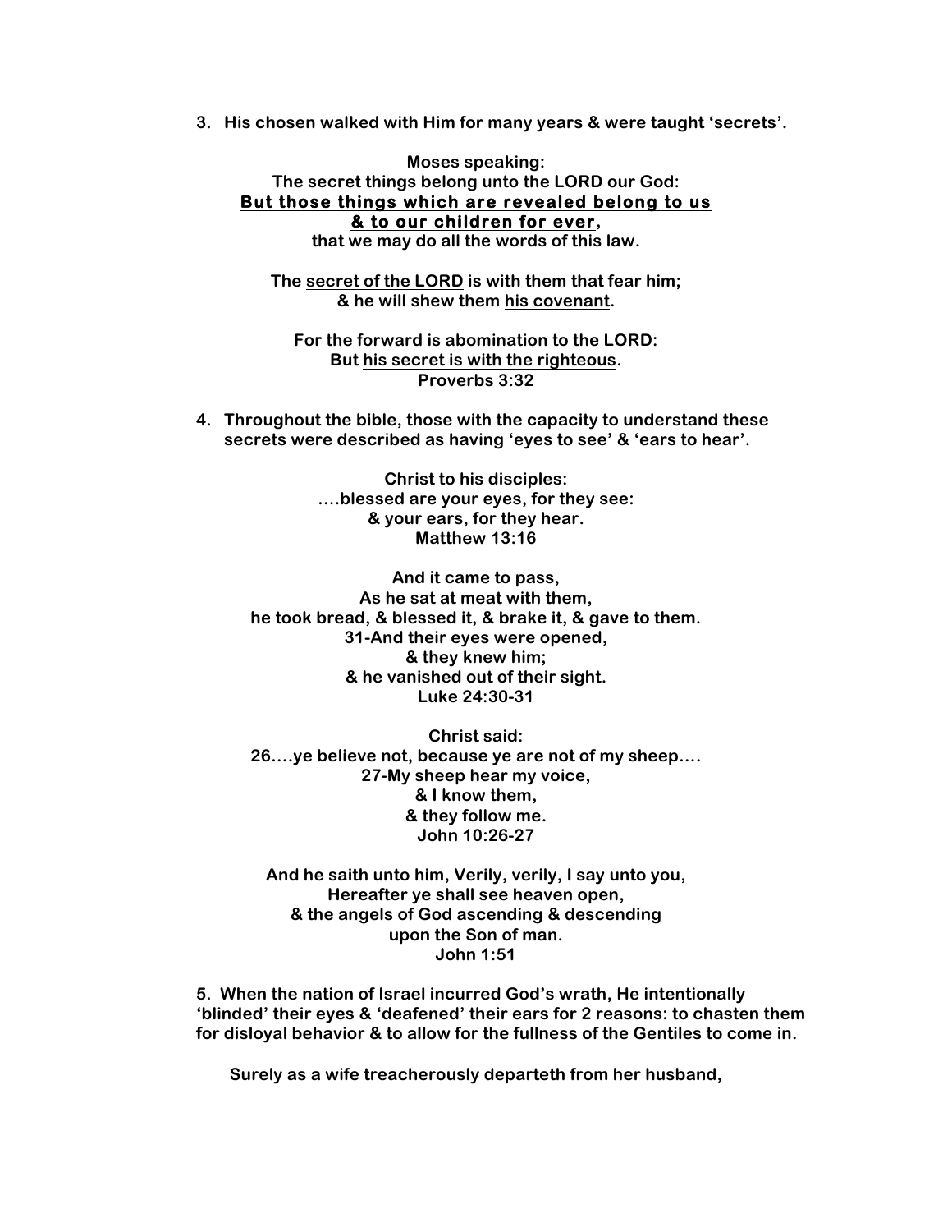3. His chosen walked with Him for many years & were taught 'secrets'.

**Moses speaking:**
**<u>The secret things belong unto the LORD our God:</u>**
**<u>But those things which are revealed belong to us</u>**
**<u>& to our children for ever</u>,**
**that we may do all the words of this law.**

**The <u>secret of the LORD</u> is with them that fear him;**
**& he will shew them <u>his covenant</u>.**

**For the forward is abomination to the LORD:**
**But <u>his secret is with the righteous</u>.**
**Proverbs 3:32**

4. Throughout the bible, those with the capacity to understand these secrets were described as having 'eyes to see' & 'ears to hear'.

**Christ to his disciples:**
**….blessed are your eyes, for they see:**
**& your ears, for they hear.**
**Matthew 13:16**

**And it came to pass,**
**As he sat at meat with them,**
**he took bread, & blessed it, & brake it, & gave to them.**
**31-And <u>their eyes were opened</u>,**
**& they knew him;**
**& he vanished out of their sight.**
**Luke 24:30-31**

**Christ said:**
**26….ye believe not, because ye are not of my sheep….**
**27-My sheep hear my voice,**
**& I know them,**
**& they follow me.**
**John 10:26-27**

**And he saith unto him, Verily, verily, I say unto you,**
**Hereafter ye shall see heaven open,**
**& the angels of God ascending & descending**
**upon the Son of man.**
**John 1:51**

5. When the nation of Israel incurred God's wrath, He intentionally 'blinded' their eyes & 'deafened' their ears for 2 reasons: to chasten them for disloyal behavior & to allow for the fullness of the Gentiles to come in.

**Surely as a wife treacherously departeth from her husband,**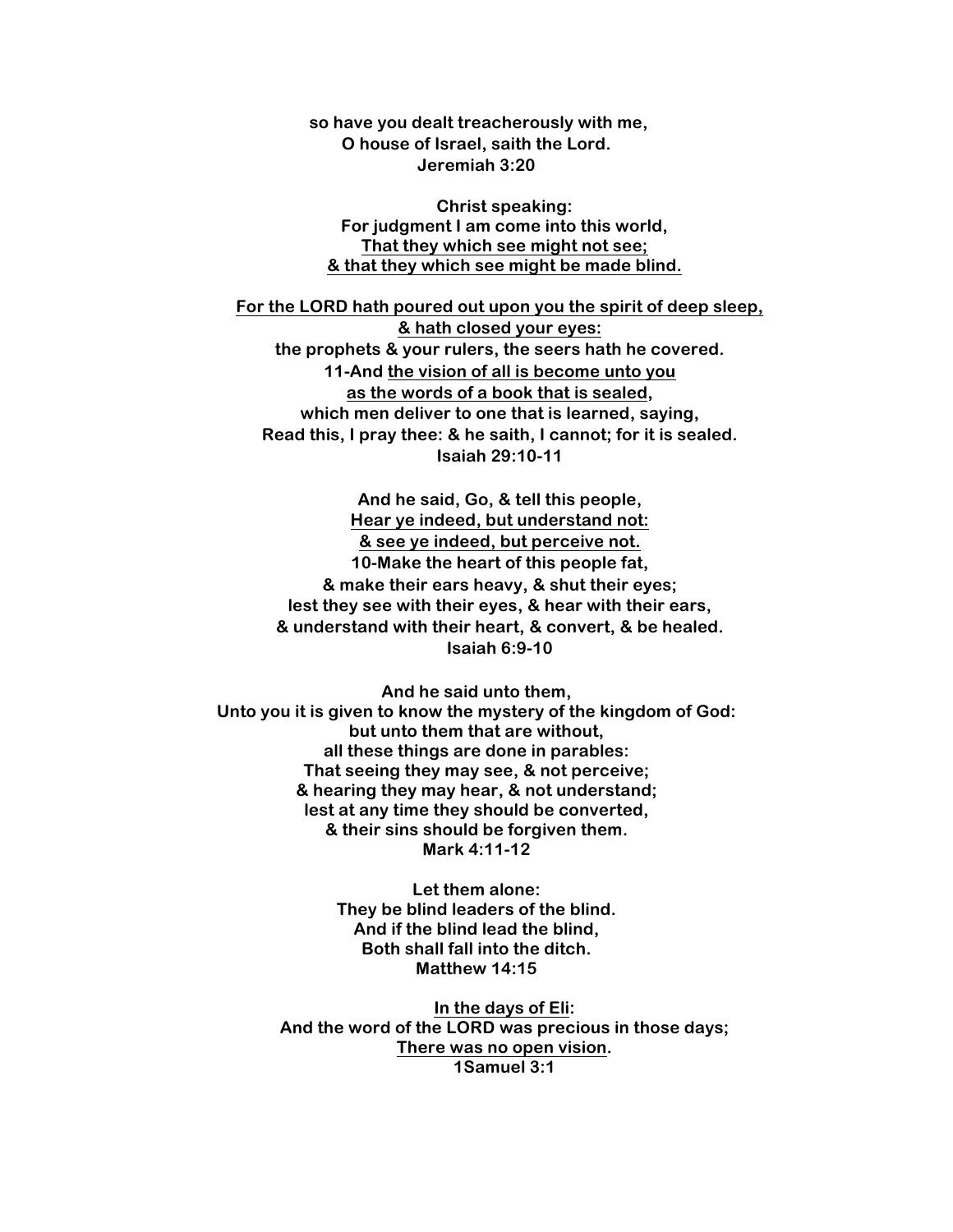**so have you dealt treacherously with me,**
**O house of Israel, saith the Lord.**
**Jeremiah 3:20**

**Christ speaking:**
**For judgment I am come into this world,**
**<u>That they which see might not see;</u>**
**<u>& that they which see might be made blind.</u>**

**<u>For the LORD hath poured out upon you the spirit of deep sleep,</u>**
**<u>& hath closed your eyes:</u>**
**the prophets & your rulers, the seers hath he covered.**
**11-And <u>the vision of all is become unto you</u>**
**<u>as the words of a book that is sealed</u>,**
**which men deliver to one that is learned, saying,**
**Read this, I pray thee: & he saith, I cannot; for it is sealed.**
**Isaiah 29:10-11**

**And he said, Go, & tell this people,**
**<u>Hear ye indeed, but understand not:</u>**
**<u>& see ye indeed, but perceive not.</u>**
**10-Make the heart of this people fat,**
**& make their ears heavy, & shut their eyes;**
**lest they see with their eyes, & hear with their ears,**
**& understand with their heart, & convert, & be healed.**
**Isaiah 6:9-10**

**And he said unto them,**
**Unto you it is given to know the mystery of the kingdom of God:**
**but unto them that are without,**
**all these things are done in parables:**
**That seeing they may see, & not perceive;**
**& hearing they may hear, & not understand;**
**lest at any time they should be converted,**
**& their sins should be forgiven them.**
**Mark 4:11-12**

**Let them alone:**
**They be blind leaders of the blind.**
**And if the blind lead the blind,**
**Both shall fall into the ditch.**
**Matthew 14:15**

**<u>In the days of Eli</u>:**
**And the word of the LORD was precious in those days;**
**<u>There was no open vision</u>.**
**1Samuel 3:1**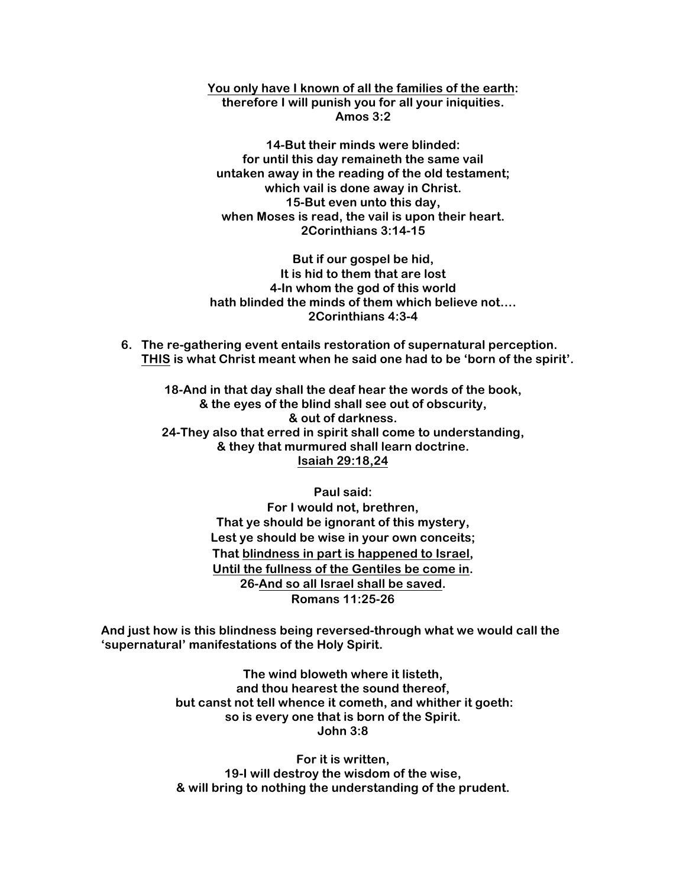**<u>You only have I known of all the families of the earth</u>:**
**therefore I will punish you for all your iniquities.**
**Amos 3:2**

**14-But their minds were blinded:**
**for until this day remaineth the same vail**
**untaken away in the reading of the old testament;**
**which vail is done away in Christ.**
**15-But even unto this day,**
**when Moses is read, the vail is upon their heart.**
**2Corinthians 3:14-15**

**But if our gospel be hid,**
**It is hid to them that are lost**
**4-In whom the god of this world**
**hath blinded the minds of them which believe not….**
**2Corinthians 4:3-4**

6. **The re-gathering event entails restoration of supernatural perception.**
   **<u>THIS</u> is what Christ meant when he said one had to be 'born of the spirit'.**

**18-And in that day shall the deaf hear the words of the book,**
**& the eyes of the blind shall see out of obscurity,**
**& out of darkness.**
**24-They also that erred in spirit shall come to understanding,**
**& they that murmured shall learn doctrine.**
**<u>Isaiah 29:18,24</u>**

**Paul said:**
**For I would not, brethren,**
**That ye should be ignorant of this mystery,**
**Lest ye should be wise in your own conceits;**
**That <u>blindness in part is happened to Israel</u>,**
**<u>Until the fullness of the Gentiles be come in</u>.**
**26-<u>And so all Israel shall be saved</u>.**
**Romans 11:25-26**

**And just how is this blindness being reversed-through what we would call the 'supernatural' manifestations of the Holy Spirit.**

**The wind bloweth where it listeth,**
**and thou hearest the sound thereof,**
**but canst not tell whence it cometh, and whither it goeth:**
**so is every one that is born of the Spirit.**
**John 3:8**

**For it is written,**
**19-I will destroy the wisdom of the wise,**
**& will bring to nothing the understanding of the prudent.**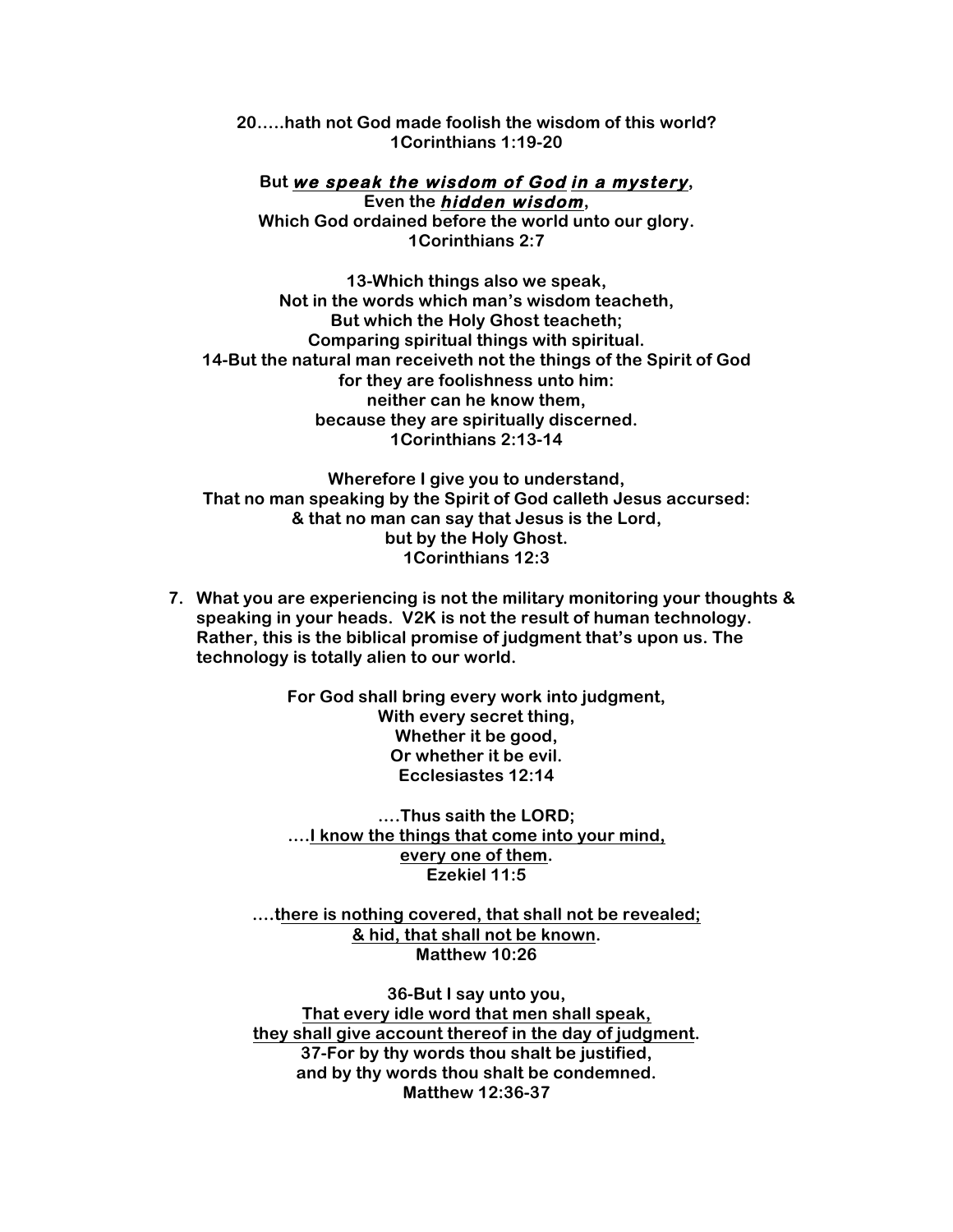**20…..hath not God made foolish the wisdom of this world?**
**1Corinthians 1:19-20**

**But *<u>we speak the wisdom of God</u>* *<u>in a mystery</u>*,**
**Even the *<u>hidden wisdom</u>*,**
**Which God ordained before the world unto our glory.**
**1Corinthians 2:7**

**13-Which things also we speak,**
**Not in the words which man's wisdom teacheth,**
**But which the Holy Ghost teacheth;**
**Comparing spiritual things with spiritual.**
**14-But the natural man receiveth not the things of the Spirit of God**
**for they are foolishness unto him:**
**neither can he know them,**
**because they are spiritually discerned.**
**1Corinthians 2:13-14**

**Wherefore I give you to understand,**
**That no man speaking by the Spirit of God calleth Jesus accursed:**
**& that no man can say that Jesus is the Lord,**
**but by the Holy Ghost.**
**1Corinthians 12:3**

7. **What you are experiencing is not the military monitoring your thoughts & speaking in your heads. V2K is not the result of human technology. Rather, this is the biblical promise of judgment that's upon us. The technology is totally alien to our world.**

**For God shall bring every work into judgment,**
**With every secret thing,**
**Whether it be good,**
**Or whether it be evil.**
**Ecclesiastes 12:14**

**….Thus saith the LORD;**
**….<u>I know the things that come into your mind,</u>**
**<u>every one of them</u>.**
**Ezekiel 11:5**

**….t<u>here is nothing covered, that shall not be revealed;</u>**
**<u>& hid, that shall not be known</u>.**
**Matthew 10:26**

**36-But I say unto you,**
**<u>That every idle word that men shall speak,</u>**
**<u>they shall give account thereof in the day of judgment</u>.**
**37-For by thy words thou shalt be justified,**
**and by thy words thou shalt be condemned.**
**Matthew 12:36-37**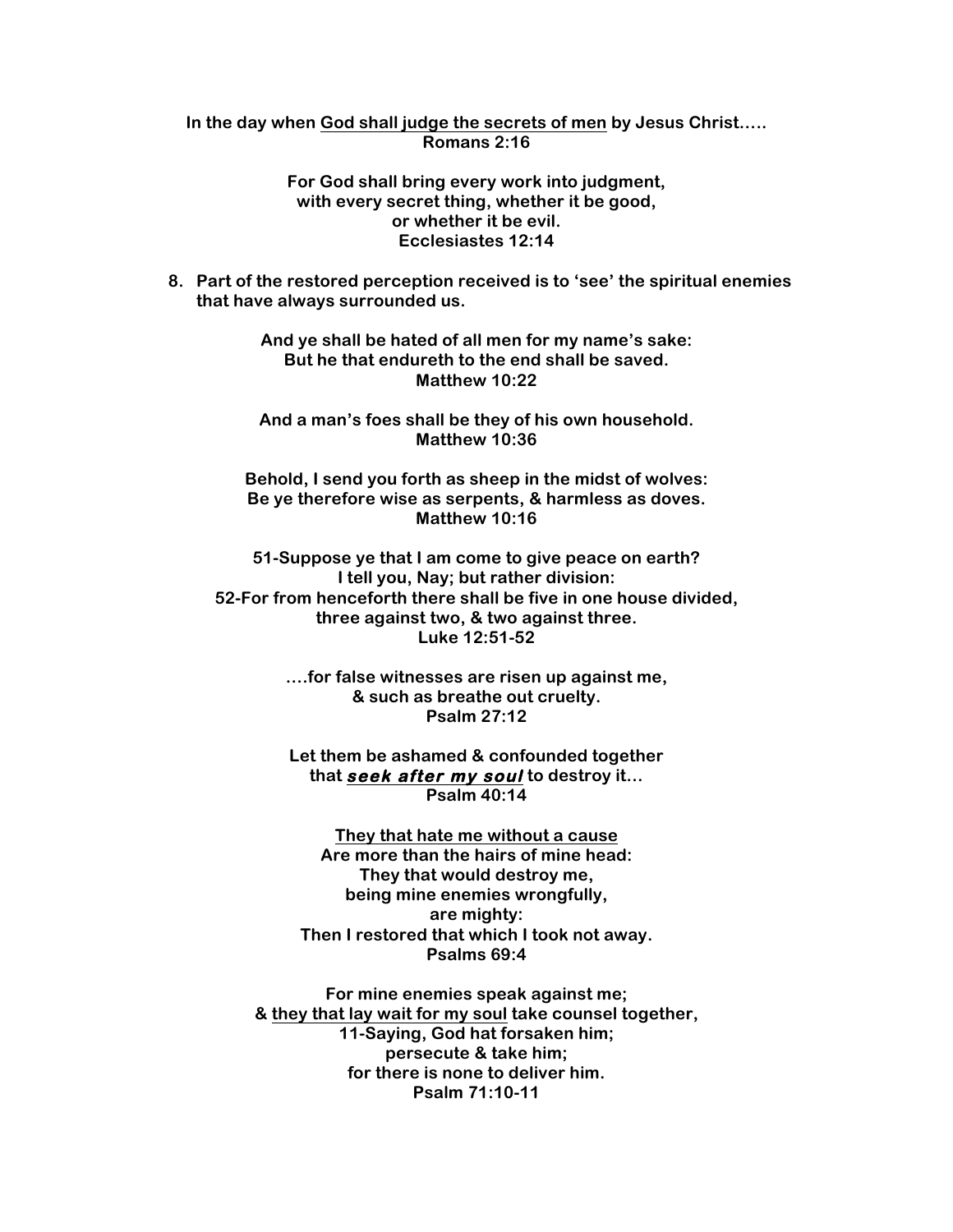**In the day when <u>God shall judge the secrets of men</u> by Jesus Christ…..**
**Romans 2:16**

**For God shall bring every work into judgment,**
**with every secret thing, whether it be good,**
**or whether it be evil.**
**Ecclesiastes 12:14**

8. **Part of the restored perception received is to 'see' the spiritual enemies that have always surrounded us.**

**And ye shall be hated of all men for my name's sake:**
**But he that endureth to the end shall be saved.**
**Matthew 10:22**

**And a man's foes shall be they of his own household.**
**Matthew 10:36**

**Behold, I send you forth as sheep in the midst of wolves:**
**Be ye therefore wise as serpents, & harmless as doves.**
**Matthew 10:16**

**51-Suppose ye that I am come to give peace on earth?**
**I tell you, Nay; but rather division:**
**52-For from henceforth there shall be five in one house divided,**
**three against two, & two against three.**
**Luke 12:51-52**

**….for false witnesses are risen up against me,**
**& such as breathe out cruelty.**
**Psalm 27:12**

**Let them be ashamed & confounded together**
**that <u>*seek after my soul*</u> to destroy it…**
**Psalm 40:14**

**<u>They that hate me without a cause</u>**
**Are more than the hairs of mine head:**
**They that would destroy me,**
**being mine enemies wrongfully,**
**are mighty:**
**Then I restored that which I took not away.**
**Psalms 69:4**

**For mine enemies speak against me;**
**& <u>they that lay wait for my soul</u> take counsel together,**
**11-Saying, God hat forsaken him;**
**persecute & take him;**
**for there is none to deliver him.**
**Psalm 71:10-11**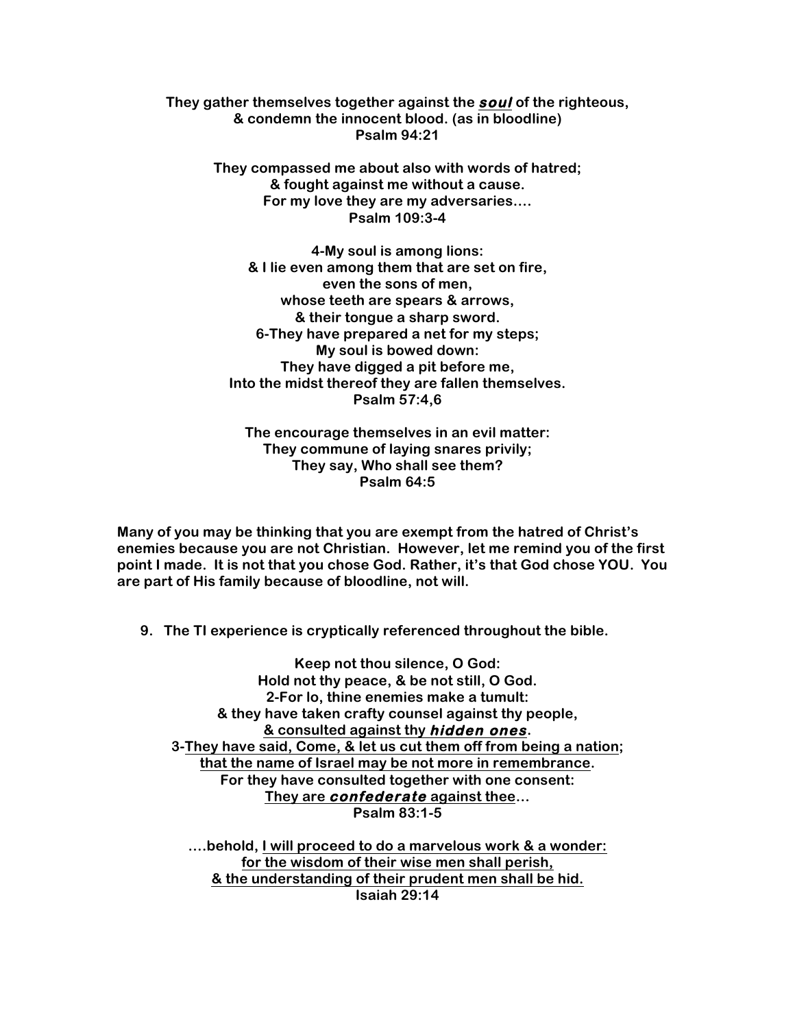**They gather themselves together against the <u>*soul*</u> of the righteous,**
**& condemn the innocent blood. (as in bloodline)**
**Psalm 94:21**

**They compassed me about also with words of hatred;**
**& fought against me without a cause.**
**For my love they are my adversaries….**
**Psalm 109:3-4**

**4-My soul is among lions:**
**& I lie even among them that are set on fire,**
**even the sons of men,**
**whose teeth are spears & arrows,**
**& their tongue a sharp sword.**
**6-They have prepared a net for my steps;**
**My soul is bowed down:**
**They have digged a pit before me,**
**Into the midst thereof they are fallen themselves.**
**Psalm 57:4,6**

**The encourage themselves in an evil matter:**
**They commune of laying snares privily;**
**They say, Who shall see them?**
**Psalm 64:5**

**Many of you may be thinking that you are exempt from the hatred of Christ's enemies because you are not Christian. However, let me remind you of the first point I made. It is not that you chose God. Rather, it's that God chose YOU. You are part of His family because of bloodline, not will.**

9. **The TI experience is cryptically referenced throughout the bible.**

**Keep not thou silence, O God:**
**Hold not thy peace, & be not still, O God.**
**2-For lo, thine enemies make a tumult:**
**& they have taken crafty counsel against thy people,**
**<u>& consulted against thy *hidden ones*</u>.**
**3-<u>They have said, Come, & let us cut them off from being a nation;</u>**
**<u>that the name of Israel may be not more in remembrance</u>.**
**For they have consulted together with one consent:**
**<u>They are *confederate* against thee</u>…**
**Psalm 83:1-5**

**….behold, <u>I will proceed to do a marvelous work & a wonder:</u>**
**<u>for the wisdom of their wise men shall perish,</u>**
**<u>& the understanding of their prudent men shall be hid.</u>**
**Isaiah 29:14**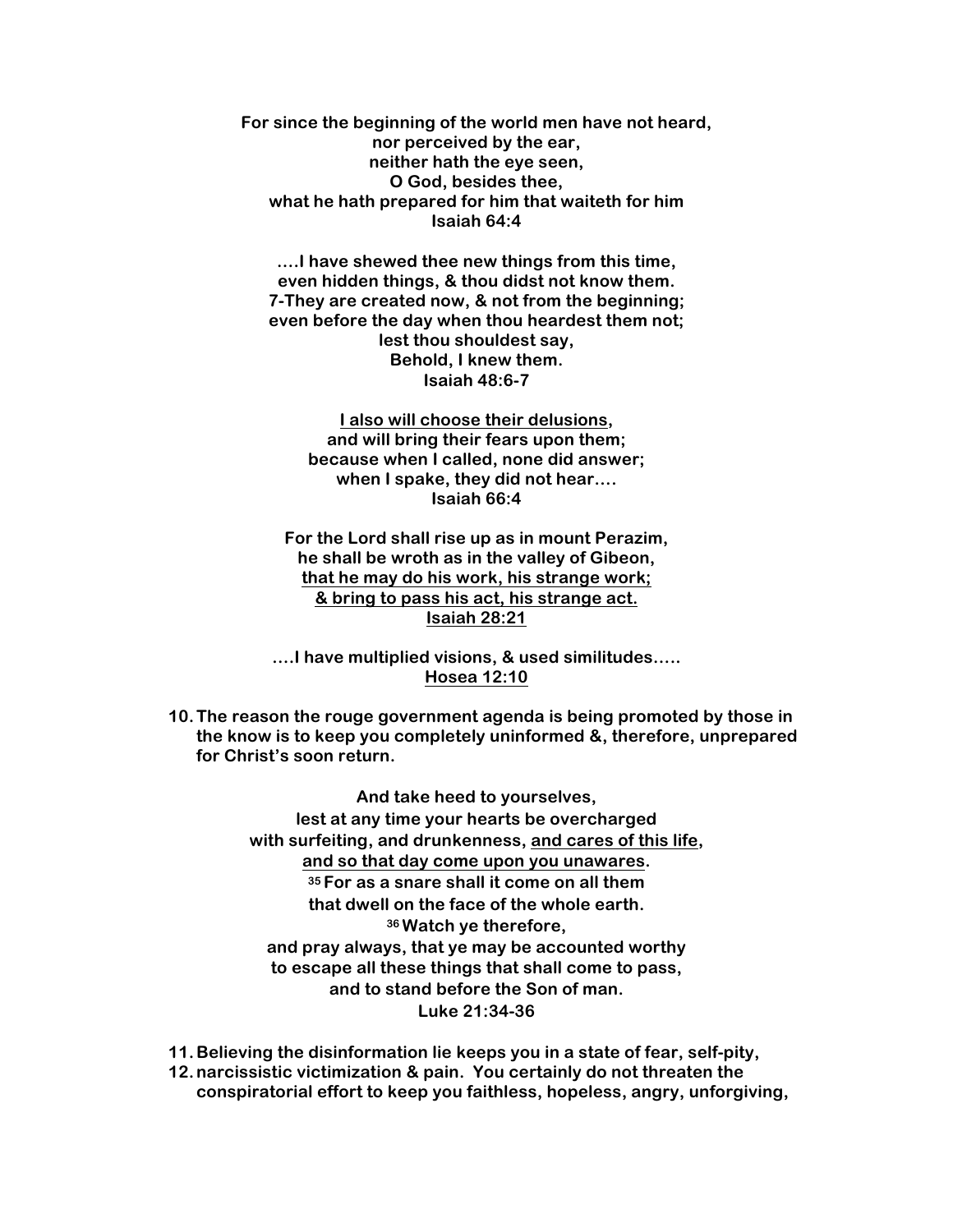**For since the beginning of the world men have not heard,**
**nor perceived by the ear,**
**neither hath the eye seen,**
**O God, besides thee,**
**what he hath prepared for him that waiteth for him**
**Isaiah 64:4**

**....I have shewed thee new things from this time,**
**even hidden things, & thou didst not know them.**
**7-They are created now, & not from the beginning;**
**even before the day when thou heardest them not;**
**lest thou shouldest say,**
**Behold, I knew them.**
**Isaiah 48:6-7**

**<u>I also will choose their delusions</u>,**
**and will bring their fears upon them;**
**because when I called, none did answer;**
**when I spake, they did not hear....**
**Isaiah 66:4**

**For the Lord shall rise up as in mount Perazim,**
**he shall be wroth as in the valley of Gibeon,**
**<u>that he may do his work, his strange work;</u>**
**<u>& bring to pass his act, his strange act.</u>**
**<u>Isaiah 28:21</u>**

**....I have multiplied visions, & used similitudes.....**
**<u>Hosea 12:10</u>**

10. **The reason the rouge government agenda is being promoted by those in the know is to keep you completely uninformed &, therefore, unprepared for Christ's soon return.**

**And take heed to yourselves,**
**lest at any time your hearts be overcharged**
**with surfeiting, and drunkenness, <u>and cares of this life</u>,**
**<u>and so that day come upon you unawares</u>.**
**[35] For as a snare shall it come on all them**
**that dwell on the face of the whole earth.**
**[36] Watch ye therefore,**
**and pray always, that ye may be accounted worthy**
**to escape all these things that shall come to pass,**
**and to stand before the Son of man.**
**Luke 21:34-36**

11. **Believing the disinformation lie keeps you in a state of fear, self-pity,**
12. **narcissistic victimization & pain. You certainly do not threaten the conspiratorial effort to keep you faithless, hopeless, angry, unforgiving,**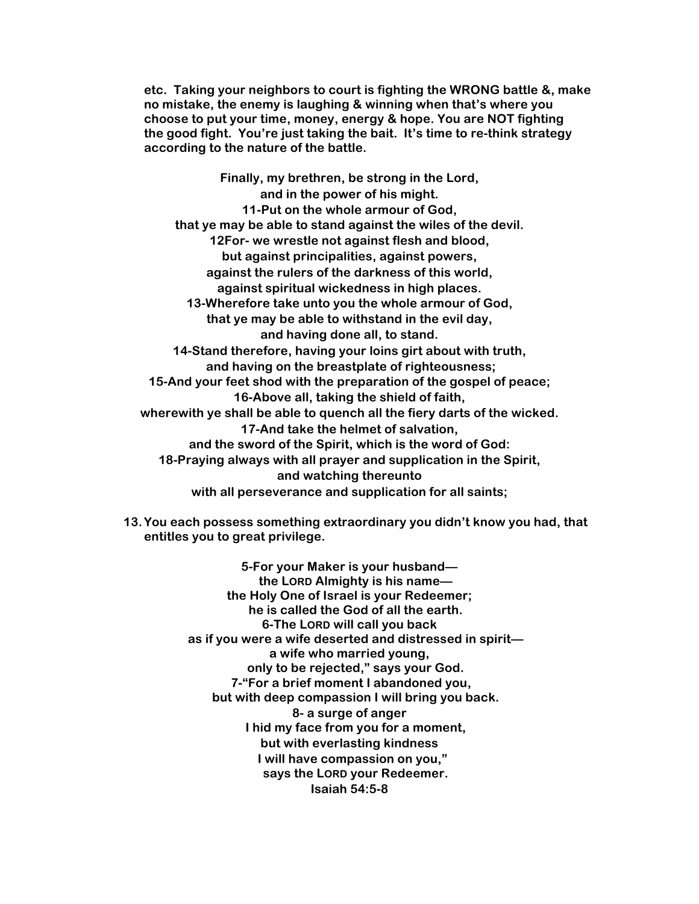**etc. Taking your neighbors to court is fighting the WRONG battle &, make no mistake, the enemy is laughing & winning when that's where you choose to put your time, money, energy & hope. You are NOT fighting the good fight. You're just taking the bait. It's time to re-think strategy according to the nature of the battle.**

**Finally, my brethren, be strong in the Lord,**
**and in the power of his might.**
**11-Put on the whole armour of God,**
**that ye may be able to stand against the wiles of the devil.**
**12For- we wrestle not against flesh and blood,**
**but against principalities, against powers,**
**against the rulers of the darkness of this world,**
**against spiritual wickedness in high places.**
**13-Wherefore take unto you the whole armour of God,**
**that ye may be able to withstand in the evil day,**
**and having done all, to stand.**
**14-Stand therefore, having your loins girt about with truth,**
**and having on the breastplate of righteousness;**
**15-And your feet shod with the preparation of the gospel of peace;**
**16-Above all, taking the shield of faith,**
**wherewith ye shall be able to quench all the fiery darts of the wicked.**
**17-And take the helmet of salvation,**
**and the sword of the Spirit, which is the word of God:**
**18-Praying always with all prayer and supplication in the Spirit,**
**and watching thereunto**
**with all perseverance and supplication for all saints;**

13. **You each possess something extraordinary you didn't know you had, that entitles you to great privilege.**

**5-For your Maker is your husband—**
**the LORD Almighty is his name—**
**the Holy One of Israel is your Redeemer;**
**he is called the God of all the earth.**
**6-The LORD will call you back**
**as if you were a wife deserted and distressed in spirit—**
**a wife who married young,**
**only to be rejected," says your God.**
**7-"For a brief moment I abandoned you,**
**but with deep compassion I will bring you back.**
**8- a surge of anger**
**I hid my face from you for a moment,**
**but with everlasting kindness**
**I will have compassion on you,"**
**says the LORD your Redeemer.**
**Isaiah 54:5-8**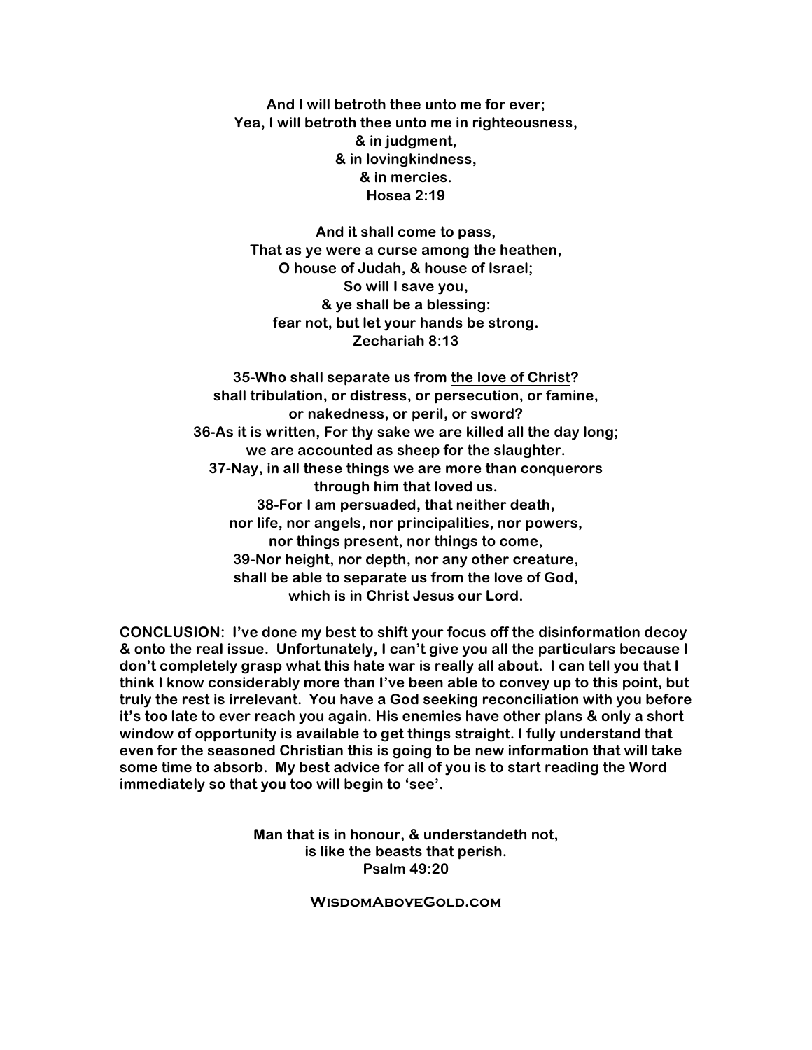**And I will betroth thee unto me for ever;**
**Yea, I will betroth thee unto me in righteousness,**
**& in judgment,**
**& in lovingkindness,**
**& in mercies.**
**Hosea 2:19**

**And it shall come to pass,**
**That as ye were a curse among the heathen,**
**O house of Judah, & house of Israel;**
**So will I save you,**
**& ye shall be a blessing:**
**fear not, but let your hands be strong.**
**Zechariah 8:13**

**35-Who shall separate us from <u>the love of Christ</u>?**
**shall tribulation, or distress, or persecution, or famine,**
**or nakedness, or peril, or sword?**
**36-As it is written, For thy sake we are killed all the day long;**
**we are accounted as sheep for the slaughter.**
**37-Nay, in all these things we are more than conquerors**
**through him that loved us.**
**38-For I am persuaded, that neither death,**
**nor life, nor angels, nor principalities, nor powers,**
**nor things present, nor things to come,**
**39-Nor height, nor depth, nor any other creature,**
**shall be able to separate us from the love of God,**
**which is in Christ Jesus our Lord.**

**CONCLUSION: I've done my best to shift your focus off the disinformation decoy & onto the real issue. Unfortunately, I can't give you all the particulars because I don't completely grasp what this hate war is really all about. I can tell you that I think I know considerably more than I've been able to convey up to this point, but truly the rest is irrelevant. You have a God seeking reconciliation with you before it's too late to ever reach you again. His enemies have other plans & only a short window of opportunity is available to get things straight. I fully understand that even for the seasoned Christian this is going to be new information that will take some time to absorb. My best advice for all of you is to start reading the Word immediately so that you too will begin to 'see'.**

**Man that is in honour, & understandeth not,**
**is like the beasts that perish.**
**Psalm 49:20**

**WisdomAboveGold.com**